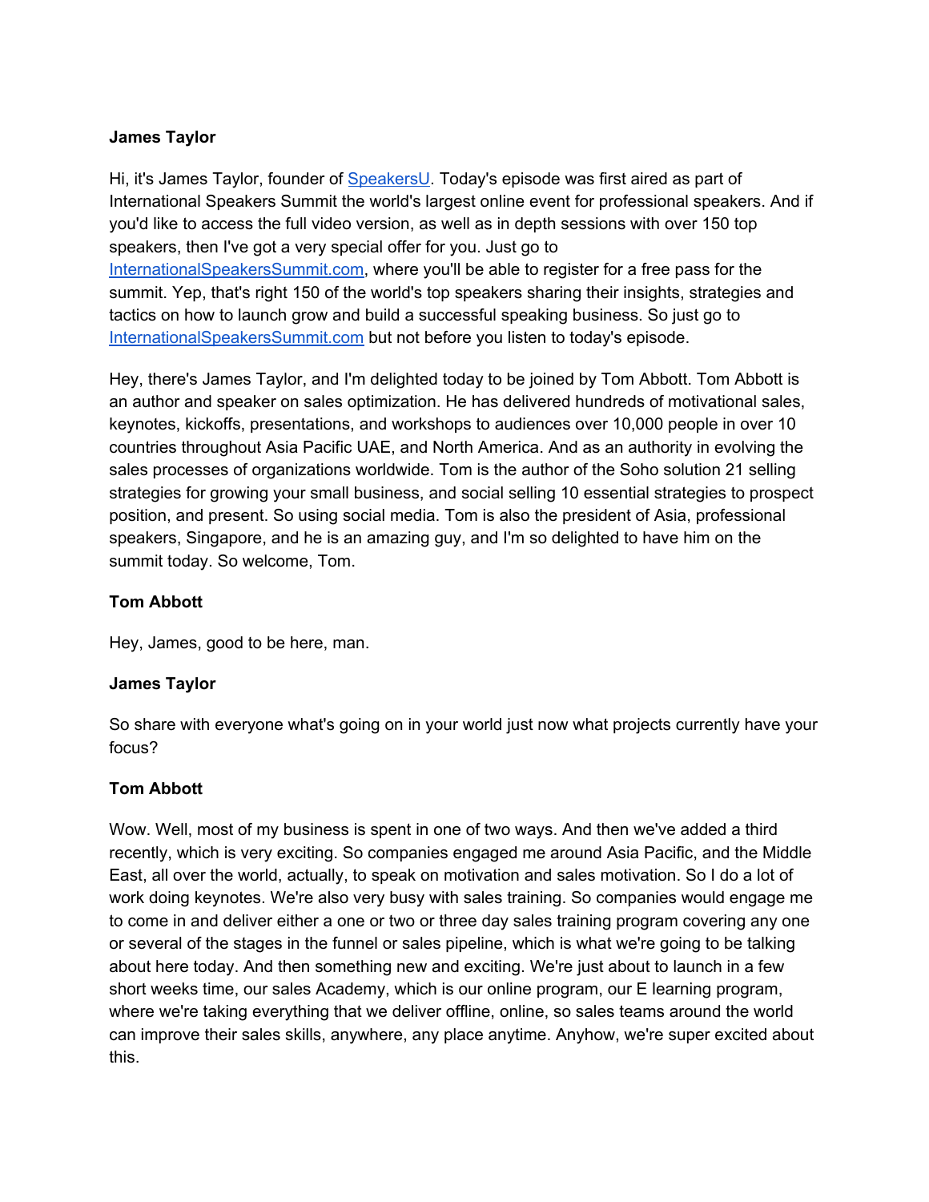**James Taylor**

Hi, it's James Taylor, founder of [SpeakersU](). Today's episode was first aired as part of International Speakers Summit the world's largest online event for professional speakers. And if you'd like to access the full video version, as well as in depth sessions with over 150 top speakers, then I've got a very special offer for you. Just go to [InternationalSpeakersSummit.com](), where you'll be able to register for a free pass for the summit. Yep, that's right 150 of the world's top speakers sharing their insights, strategies and tactics on how to launch grow and build a successful speaking business. So just go to [InternationalSpeakersSummit.com]() but not before you listen to today's episode.

Hey, there's James Taylor, and I'm delighted today to be joined by Tom Abbott. Tom Abbott is an author and speaker on sales optimization. He has delivered hundreds of motivational sales, keynotes, kickoffs, presentations, and workshops to audiences over 10,000 people in over 10 countries throughout Asia Pacific UAE, and North America. And as an authority in evolving the sales processes of organizations worldwide. Tom is the author of the Soho solution 21 selling strategies for growing your small business, and social selling 10 essential strategies to prospect position, and present. So using social media. Tom is also the president of Asia, professional speakers, Singapore, and he is an amazing guy, and I'm so delighted to have him on the summit today. So welcome, Tom.

**Tom Abbott**

Hey, James, good to be here, man.

**James Taylor**

So share with everyone what's going on in your world just now what projects currently have your focus?

**Tom Abbott**

Wow. Well, most of my business is spent in one of two ways. And then we've added a third recently, which is very exciting. So companies engaged me around Asia Pacific, and the Middle East, all over the world, actually, to speak on motivation and sales motivation. So I do a lot of work doing keynotes. We're also very busy with sales training. So companies would engage me to come in and deliver either a one or two or three day sales training program covering any one or several of the stages in the funnel or sales pipeline, which is what we're going to be talking about here today. And then something new and exciting. We're just about to launch in a few short weeks time, our sales Academy, which is our online program, our E learning program, where we're taking everything that we deliver offline, online, so sales teams around the world can improve their sales skills, anywhere, any place anytime. Anyhow, we're super excited about this.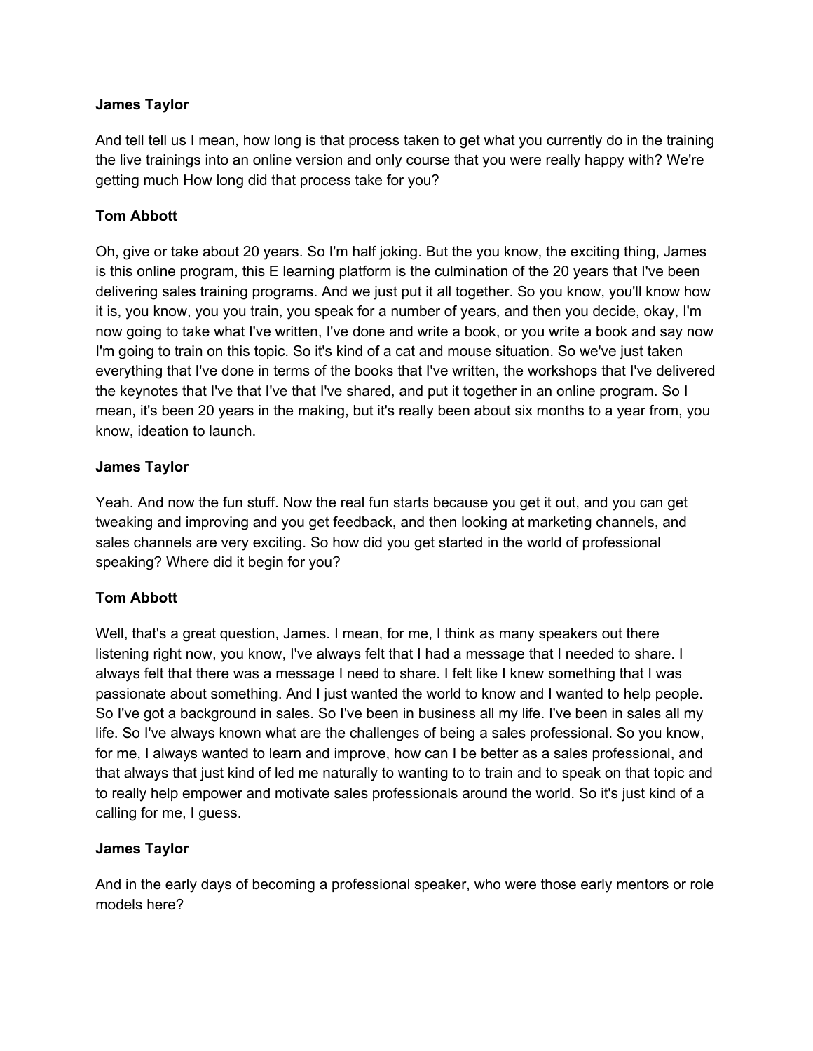**James Taylor**

And tell tell us I mean, how long is that process taken to get what you currently do in the training the live trainings into an online version and only course that you were really happy with? We're getting much How long did that process take for you?

**Tom Abbott**

Oh, give or take about 20 years. So I'm half joking. But the you know, the exciting thing, James is this online program, this E learning platform is the culmination of the 20 years that I've been delivering sales training programs. And we just put it all together. So you know, you'll know how it is, you know, you you train, you speak for a number of years, and then you decide, okay, I'm now going to take what I've written, I've done and write a book, or you write a book and say now I'm going to train on this topic. So it's kind of a cat and mouse situation. So we've just taken everything that I've done in terms of the books that I've written, the workshops that I've delivered the keynotes that I've that I've that I've shared, and put it together in an online program. So I mean, it's been 20 years in the making, but it's really been about six months to a year from, you know, ideation to launch.

**James Taylor**

Yeah. And now the fun stuff. Now the real fun starts because you get it out, and you can get tweaking and improving and you get feedback, and then looking at marketing channels, and sales channels are very exciting. So how did you get started in the world of professional speaking? Where did it begin for you?

**Tom Abbott**

Well, that's a great question, James. I mean, for me, I think as many speakers out there listening right now, you know, I've always felt that I had a message that I needed to share. I always felt that there was a message I need to share. I felt like I knew something that I was passionate about something. And I just wanted the world to know and I wanted to help people. So I've got a background in sales. So I've been in business all my life. I've been in sales all my life. So I've always known what are the challenges of being a sales professional. So you know, for me, I always wanted to learn and improve, how can I be better as a sales professional, and that always that just kind of led me naturally to wanting to to train and to speak on that topic and to really help empower and motivate sales professionals around the world. So it's just kind of a calling for me, I guess.

**James Taylor**

And in the early days of becoming a professional speaker, who were those early mentors or role models here?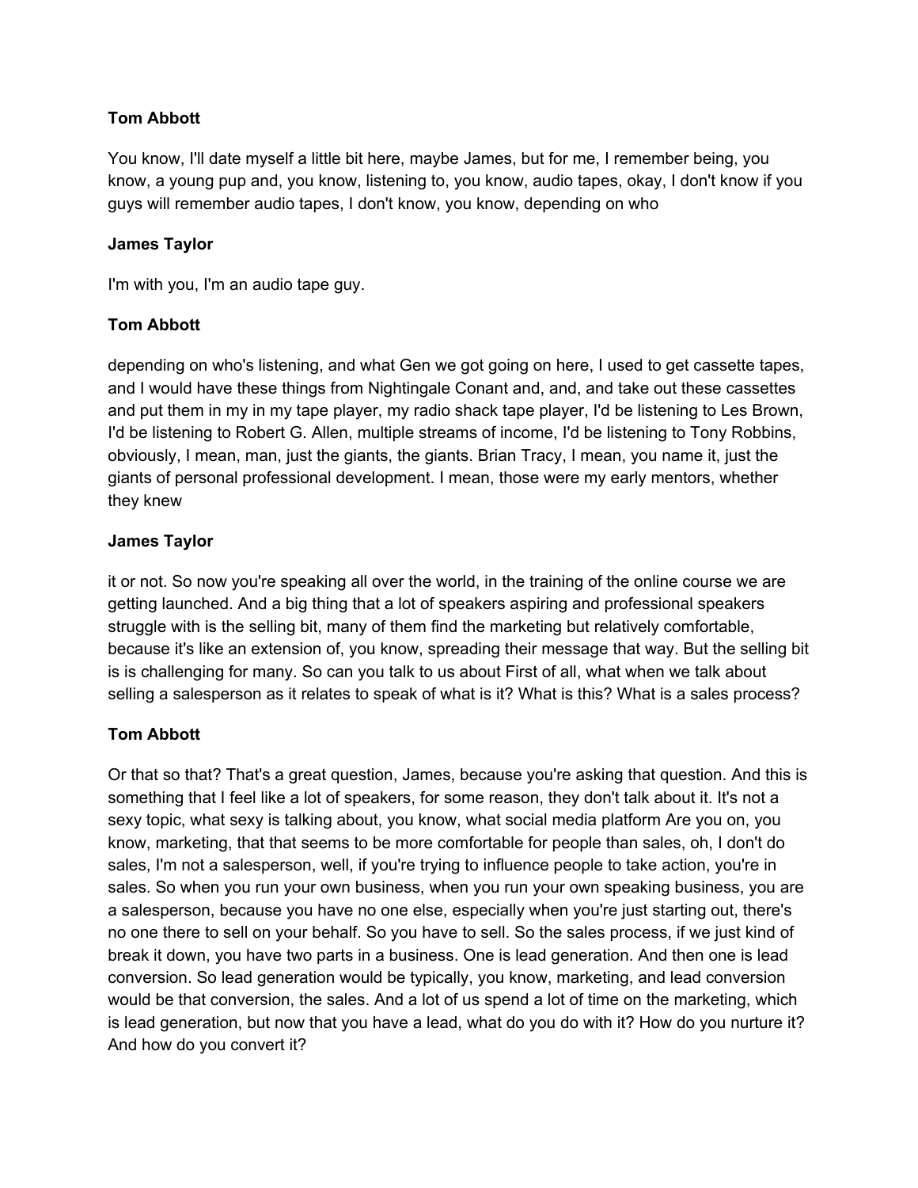**Tom Abbott**

You know, I'll date myself a little bit here, maybe James, but for me, I remember being, you know, a young pup and, you know, listening to, you know, audio tapes, okay, I don't know if you guys will remember audio tapes, I don't know, you know, depending on who

**James Taylor**

I'm with you, I'm an audio tape guy.

**Tom Abbott**

depending on who's listening, and what Gen we got going on here, I used to get cassette tapes, and I would have these things from Nightingale Conant and, and, and take out these cassettes and put them in my in my tape player, my radio shack tape player, I'd be listening to Les Brown, I'd be listening to Robert G. Allen, multiple streams of income, I'd be listening to Tony Robbins, obviously, I mean, man, just the giants, the giants. Brian Tracy, I mean, you name it, just the giants of personal professional development. I mean, those were my early mentors, whether they knew

**James Taylor**

it or not. So now you're speaking all over the world, in the training of the online course we are getting launched. And a big thing that a lot of speakers aspiring and professional speakers struggle with is the selling bit, many of them find the marketing but relatively comfortable, because it's like an extension of, you know, spreading their message that way. But the selling bit is is challenging for many. So can you talk to us about First of all, what when we talk about selling a salesperson as it relates to speak of what is it? What is this? What is a sales process?

**Tom Abbott**

Or that so that? That's a great question, James, because you're asking that question. And this is something that I feel like a lot of speakers, for some reason, they don't talk about it. It's not a sexy topic, what sexy is talking about, you know, what social media platform Are you on, you know, marketing, that that seems to be more comfortable for people than sales, oh, I don't do sales, I'm not a salesperson, well, if you're trying to influence people to take action, you're in sales. So when you run your own business, when you run your own speaking business, you are a salesperson, because you have no one else, especially when you're just starting out, there's no one there to sell on your behalf. So you have to sell. So the sales process, if we just kind of break it down, you have two parts in a business. One is lead generation. And then one is lead conversion. So lead generation would be typically, you know, marketing, and lead conversion would be that conversion, the sales. And a lot of us spend a lot of time on the marketing, which is lead generation, but now that you have a lead, what do you do with it? How do you nurture it? And how do you convert it?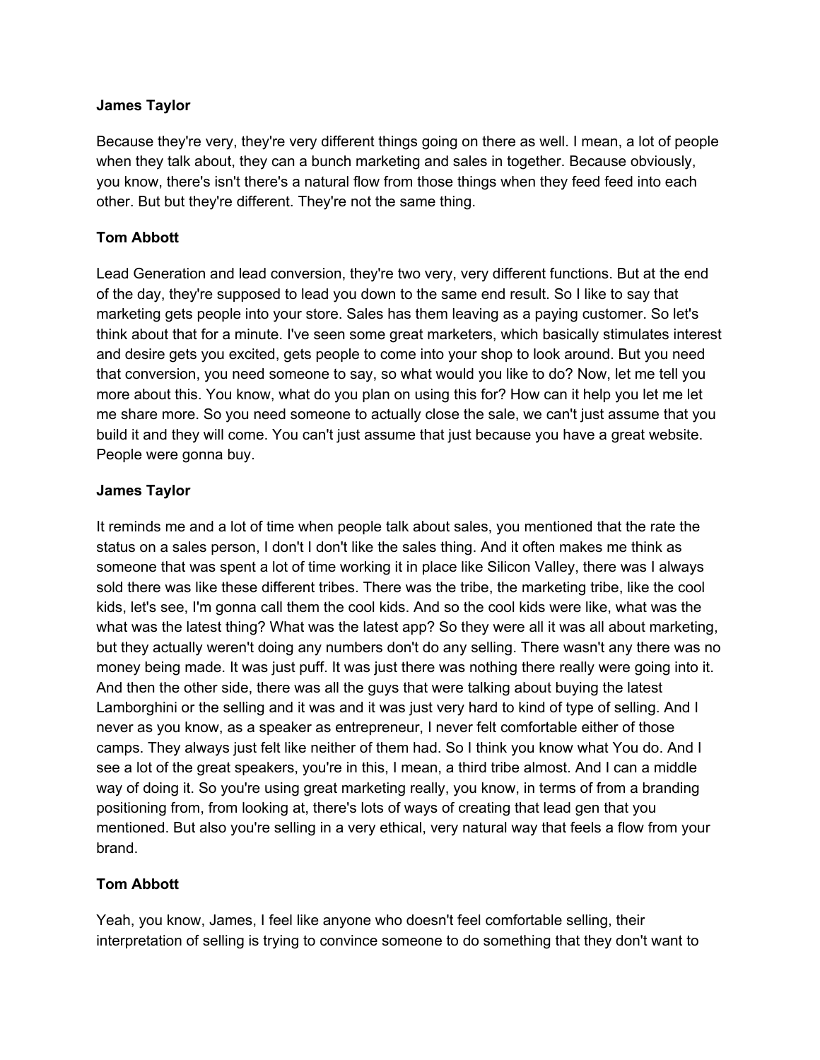**James Taylor**

Because they're very, they're very different things going on there as well. I mean, a lot of people when they talk about, they can a bunch marketing and sales in together. Because obviously, you know, there's isn't there's a natural flow from those things when they feed feed into each other. But but they're different. They're not the same thing.

**Tom Abbott**

Lead Generation and lead conversion, they're two very, very different functions. But at the end of the day, they're supposed to lead you down to the same end result. So I like to say that marketing gets people into your store. Sales has them leaving as a paying customer. So let's think about that for a minute. I've seen some great marketers, which basically stimulates interest and desire gets you excited, gets people to come into your shop to look around. But you need that conversion, you need someone to say, so what would you like to do? Now, let me tell you more about this. You know, what do you plan on using this for? How can it help you let me let me share more. So you need someone to actually close the sale, we can't just assume that you build it and they will come. You can't just assume that just because you have a great website. People were gonna buy.

**James Taylor**

It reminds me and a lot of time when people talk about sales, you mentioned that the rate the status on a sales person, I don't I don't like the sales thing. And it often makes me think as someone that was spent a lot of time working it in place like Silicon Valley, there was I always sold there was like these different tribes. There was the tribe, the marketing tribe, like the cool kids, let's see, I'm gonna call them the cool kids. And so the cool kids were like, what was the what was the latest thing? What was the latest app? So they were all it was all about marketing, but they actually weren't doing any numbers don't do any selling. There wasn't any there was no money being made. It was just puff. It was just there was nothing there really were going into it. And then the other side, there was all the guys that were talking about buying the latest Lamborghini or the selling and it was and it was just very hard to kind of type of selling. And I never as you know, as a speaker as entrepreneur, I never felt comfortable either of those camps. They always just felt like neither of them had. So I think you know what You do. And I see a lot of the great speakers, you're in this, I mean, a third tribe almost. And I can a middle way of doing it. So you're using great marketing really, you know, in terms of from a branding positioning from, from looking at, there's lots of ways of creating that lead gen that you mentioned. But also you're selling in a very ethical, very natural way that feels a flow from your brand.

**Tom Abbott**

Yeah, you know, James, I feel like anyone who doesn't feel comfortable selling, their interpretation of selling is trying to convince someone to do something that they don't want to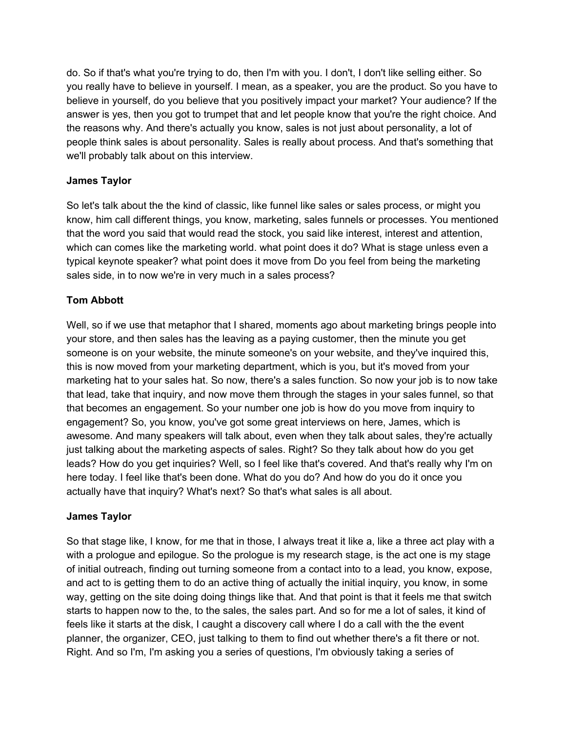do. So if that's what you're trying to do, then I'm with you. I don't, I don't like selling either. So you really have to believe in yourself. I mean, as a speaker, you are the product. So you have to believe in yourself, do you believe that you positively impact your market? Your audience? If the answer is yes, then you got to trumpet that and let people know that you're the right choice. And the reasons why. And there's actually you know, sales is not just about personality, a lot of people think sales is about personality. Sales is really about process. And that's something that we'll probably talk about on this interview.

**James Taylor**

So let's talk about the the kind of classic, like funnel like sales or sales process, or might you know, him call different things, you know, marketing, sales funnels or processes. You mentioned that the word you said that would read the stock, you said like interest, interest and attention, which can comes like the marketing world. what point does it do? What is stage unless even a typical keynote speaker? what point does it move from Do you feel from being the marketing sales side, in to now we're in very much in a sales process?

**Tom Abbott**

Well, so if we use that metaphor that I shared, moments ago about marketing brings people into your store, and then sales has the leaving as a paying customer, then the minute you get someone is on your website, the minute someone's on your website, and they've inquired this, this is now moved from your marketing department, which is you, but it's moved from your marketing hat to your sales hat. So now, there's a sales function. So now your job is to now take that lead, take that inquiry, and now move them through the stages in your sales funnel, so that that becomes an engagement. So your number one job is how do you move from inquiry to engagement? So, you know, you've got some great interviews on here, James, which is awesome. And many speakers will talk about, even when they talk about sales, they're actually just talking about the marketing aspects of sales. Right? So they talk about how do you get leads? How do you get inquiries? Well, so I feel like that's covered. And that's really why I'm on here today. I feel like that's been done. What do you do? And how do you do it once you actually have that inquiry? What's next? So that's what sales is all about.

**James Taylor**

So that stage like, I know, for me that in those, I always treat it like a, like a three act play with a with a prologue and epilogue. So the prologue is my research stage, is the act one is my stage of initial outreach, finding out turning someone from a contact into to a lead, you know, expose, and act to is getting them to do an active thing of actually the initial inquiry, you know, in some way, getting on the site doing doing things like that. And that point is that it feels me that switch starts to happen now to the, to the sales, the sales part. And so for me a lot of sales, it kind of feels like it starts at the disk, I caught a discovery call where I do a call with the the event planner, the organizer, CEO, just talking to them to find out whether there's a fit there or not. Right. And so I'm, I'm asking you a series of questions, I'm obviously taking a series of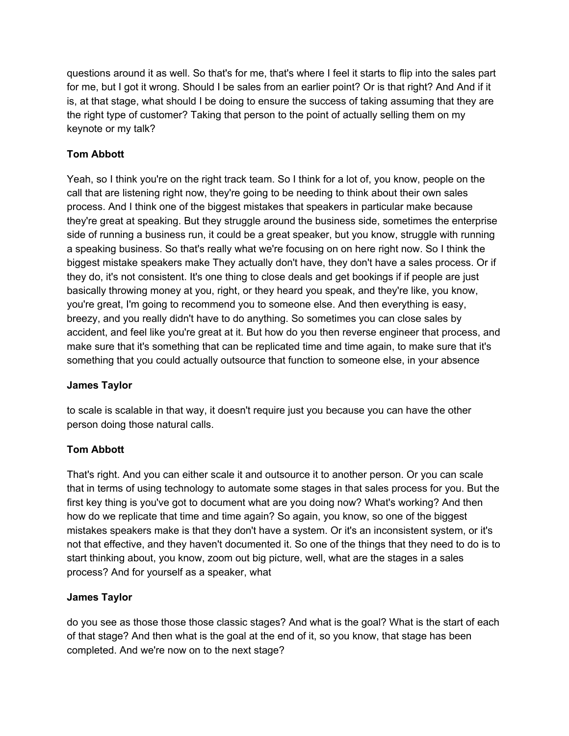questions around it as well. So that's for me, that's where I feel it starts to flip into the sales part for me, but I got it wrong. Should I be sales from an earlier point? Or is that right? And And if it is, at that stage, what should I be doing to ensure the success of taking assuming that they are the right type of customer? Taking that person to the point of actually selling them on my keynote or my talk?

**Tom Abbott**

Yeah, so I think you're on the right track team. So I think for a lot of, you know, people on the call that are listening right now, they're going to be needing to think about their own sales process. And I think one of the biggest mistakes that speakers in particular make because they're great at speaking. But they struggle around the business side, sometimes the enterprise side of running a business run, it could be a great speaker, but you know, struggle with running a speaking business. So that's really what we're focusing on on here right now. So I think the biggest mistake speakers make They actually don't have, they don't have a sales process. Or if they do, it's not consistent. It's one thing to close deals and get bookings if if people are just basically throwing money at you, right, or they heard you speak, and they're like, you know, you're great, I'm going to recommend you to someone else. And then everything is easy, breezy, and you really didn't have to do anything. So sometimes you can close sales by accident, and feel like you're great at it. But how do you then reverse engineer that process, and make sure that it's something that can be replicated time and time again, to make sure that it's something that you could actually outsource that function to someone else, in your absence

**James Taylor**

to scale is scalable in that way, it doesn't require just you because you can have the other person doing those natural calls.

**Tom Abbott**

That's right. And you can either scale it and outsource it to another person. Or you can scale that in terms of using technology to automate some stages in that sales process for you. But the first key thing is you've got to document what are you doing now? What's working? And then how do we replicate that time and time again? So again, you know, so one of the biggest mistakes speakers make is that they don't have a system. Or it's an inconsistent system, or it's not that effective, and they haven't documented it. So one of the things that they need to do is to start thinking about, you know, zoom out big picture, well, what are the stages in a sales process? And for yourself as a speaker, what

**James Taylor**

do you see as those those those classic stages? And what is the goal? What is the start of each of that stage? And then what is the goal at the end of it, so you know, that stage has been completed. And we're now on to the next stage?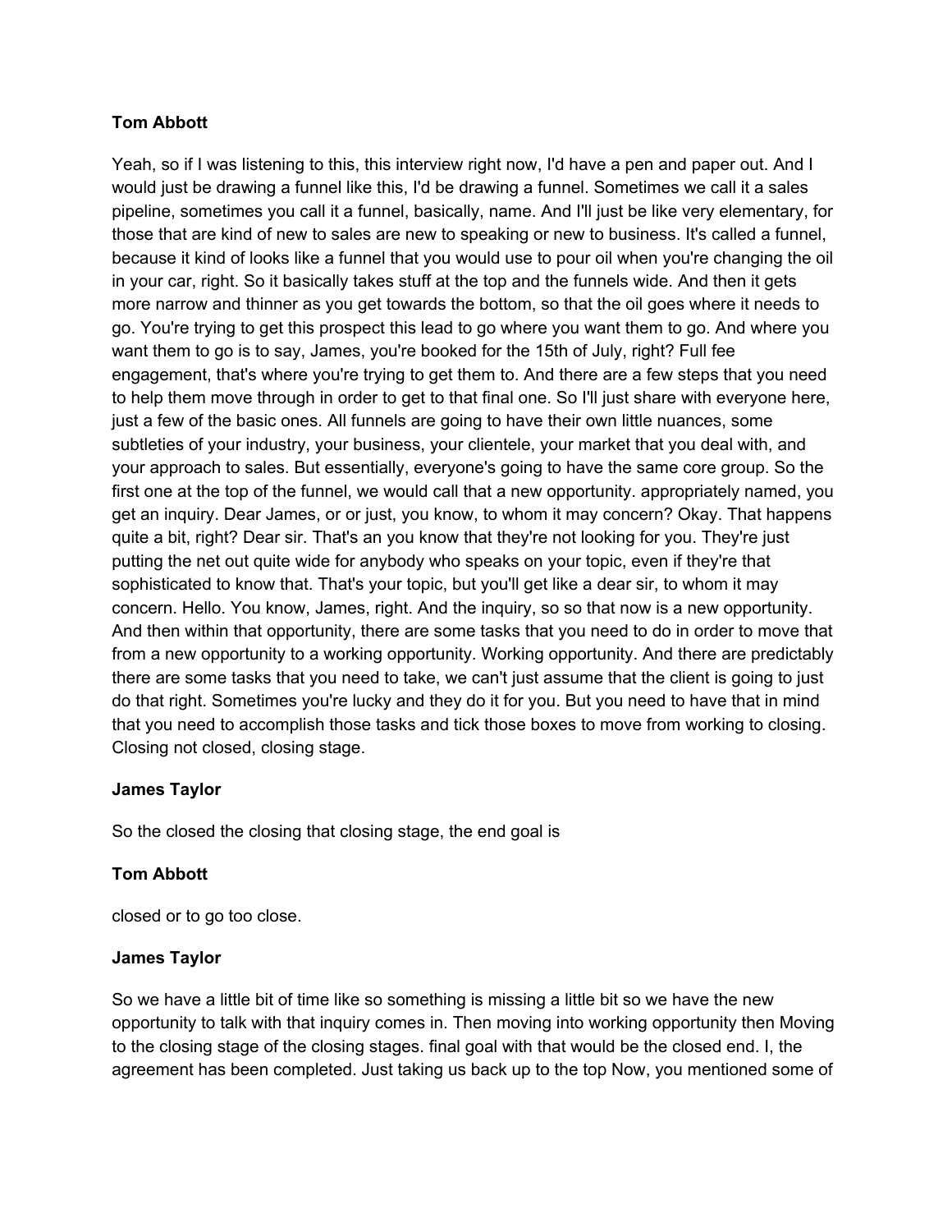**Tom Abbott**

Yeah, so if I was listening to this, this interview right now, I'd have a pen and paper out. And I would just be drawing a funnel like this, I'd be drawing a funnel. Sometimes we call it a sales pipeline, sometimes you call it a funnel, basically, name. And I'll just be like very elementary, for those that are kind of new to sales are new to speaking or new to business. It's called a funnel, because it kind of looks like a funnel that you would use to pour oil when you're changing the oil in your car, right. So it basically takes stuff at the top and the funnels wide. And then it gets more narrow and thinner as you get towards the bottom, so that the oil goes where it needs to go. You're trying to get this prospect lead to go where you want them to go. And where you want them to go is to say, James, you're booked for the 15th of July, right? Full fee engagement, that's where you're trying to get them to. And there are a few steps that you need to help them move through in order to get to that final one. So I'll just share with everyone here, just a few of the basic ones. All funnels are going to have their own little nuances, some subtleties of your industry, your business, your clientele, your market that you deal with, and your approach to sales. But essentially, everyone's going to have the same core group. So the first one at the top of the funnel, we would call that a new opportunity. appropriately named, you get an inquiry. Dear James, or or just, you know, to whom it may concern? Okay. That happens quite a bit, right? Dear sir. That's an you know that they're not looking for you. They're just putting the net out quite wide for anybody who speaks on your topic, even if they're that sophisticated to know that. That's your topic, but you'll get like a dear sir, to whom it may concern. Hello. You know, James, right. And the inquiry, so so that now is a new opportunity. And then within that opportunity, there are some tasks that you need to do in order to move that from a new opportunity to a working opportunity. Working opportunity. And there are predictably there are some tasks that you need to take, we can't just assume that the client is going to just do that right. Sometimes you're lucky and they do it for you. But you need to have that in mind that you need to accomplish those tasks and tick those boxes to move from working to closing. Closing not closed, closing stage.

**James Taylor**

So the closed the closing that closing stage, the end goal is

**Tom Abbott**

closed or to go too close.

**James Taylor**

So we have a little bit of time like so something is missing a little bit so we have the new opportunity to talk with that inquiry comes in. Then moving into working opportunity then Moving to the closing stage of the closing stages. final goal with that would be the closed end. I, the agreement has been completed. Just taking us back up to the top Now, you mentioned some of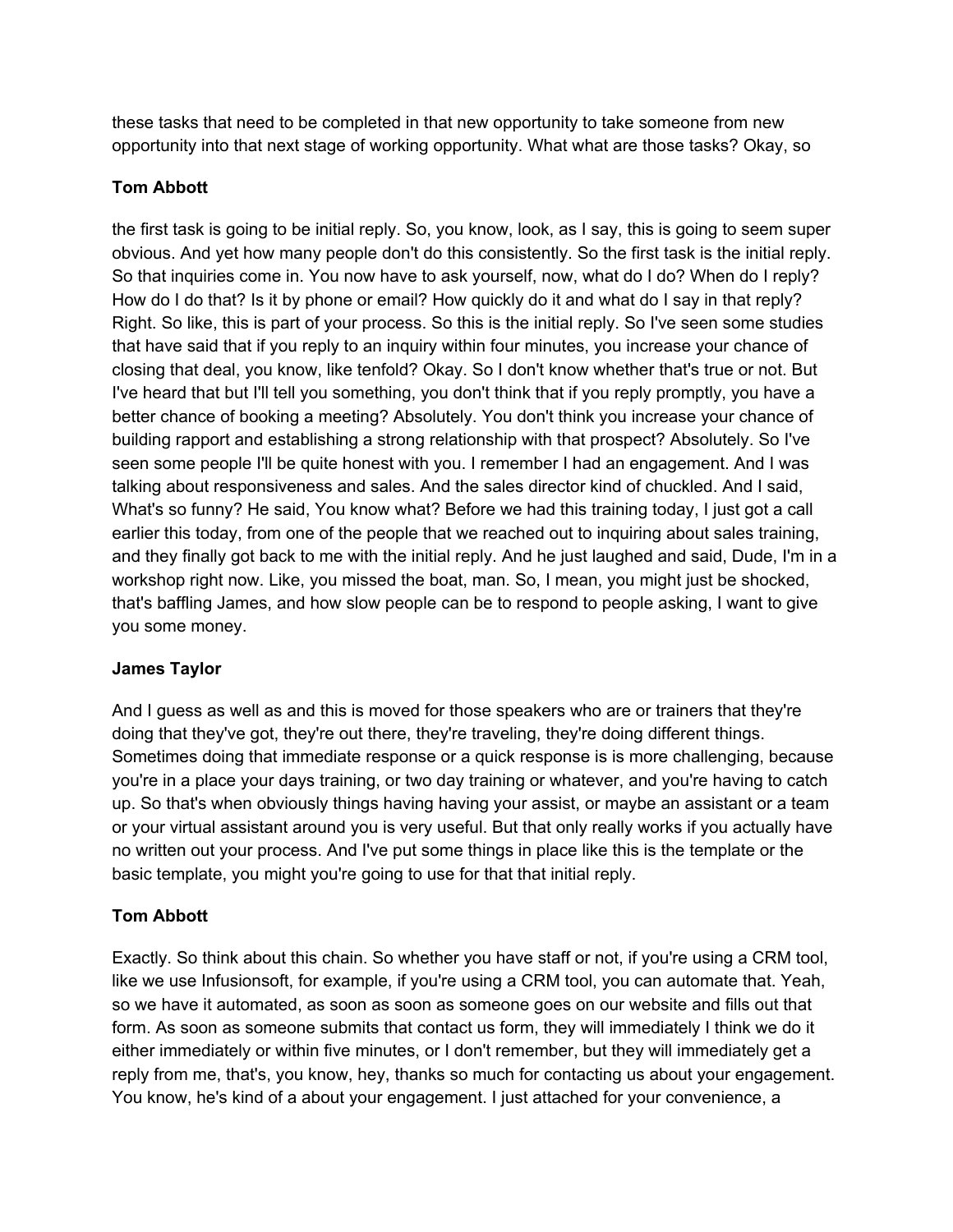these tasks that need to be completed in that new opportunity to take someone from new opportunity into that next stage of working opportunity. What what are those tasks? Okay, so

**Tom Abbott**

the first task is going to be initial reply. So, you know, look, as I say, this is going to seem super obvious. And yet how many people don't do this consistently. So the first task is the initial reply. So that inquiries come in. You now have to ask yourself, now, what do I do? When do I reply? How do I do that? Is it by phone or email? How quickly do it and what do I say in that reply? Right. So like, this is part of your process. So this is the initial reply. So I've seen some studies that have said that if you reply to an inquiry within four minutes, you increase your chance of closing that deal, you know, like tenfold? Okay. So I don't know whether that's true or not. But I've heard that but I'll tell you something, you don't think that if you reply promptly, you have a better chance of booking a meeting? Absolutely. You don't think you increase your chance of building rapport and establishing a strong relationship with that prospect? Absolutely. So I've seen some people I'll be quite honest with you. I remember I had an engagement. And I was talking about responsiveness and sales. And the sales director kind of chuckled. And I said, What's so funny? He said, You know what? Before we had this training today, I just got a call earlier this today, from one of the people that we reached out to inquiring about sales training, and they finally got back to me with the initial reply. And he just laughed and said, Dude, I'm in a workshop right now. Like, you missed the boat, man. So, I mean, you might just be shocked, that's baffling James, and how slow people can be to respond to people asking, I want to give you some money.

**James Taylor**

And I guess as well as and this is moved for those speakers who are or trainers that they're doing that they've got, they're out there, they're traveling, they're doing different things. Sometimes doing that immediate response or a quick response is is more challenging, because you're in a place your days training, or two day training or whatever, and you're having to catch up. So that's when obviously things having having your assist, or maybe an assistant or a team or your virtual assistant around you is very useful. But that only really works if you actually have no written out your process. And I've put some things in place like this is the template or the basic template, you might you're going to use for that that initial reply.

**Tom Abbott**

Exactly. So think about this chain. So whether you have staff or not, if you're using a CRM tool, like we use Infusionsoft, for example, if you're using a CRM tool, you can automate that. Yeah, so we have it automated, as soon as soon as someone goes on our website and fills out that form. As soon as someone submits that contact us form, they will immediately I think we do it either immediately or within five minutes, or I don't remember, but they will immediately get a reply from me, that's, you know, hey, thanks so much for contacting us about your engagement. You know, he's kind of a about your engagement. I just attached for your convenience, a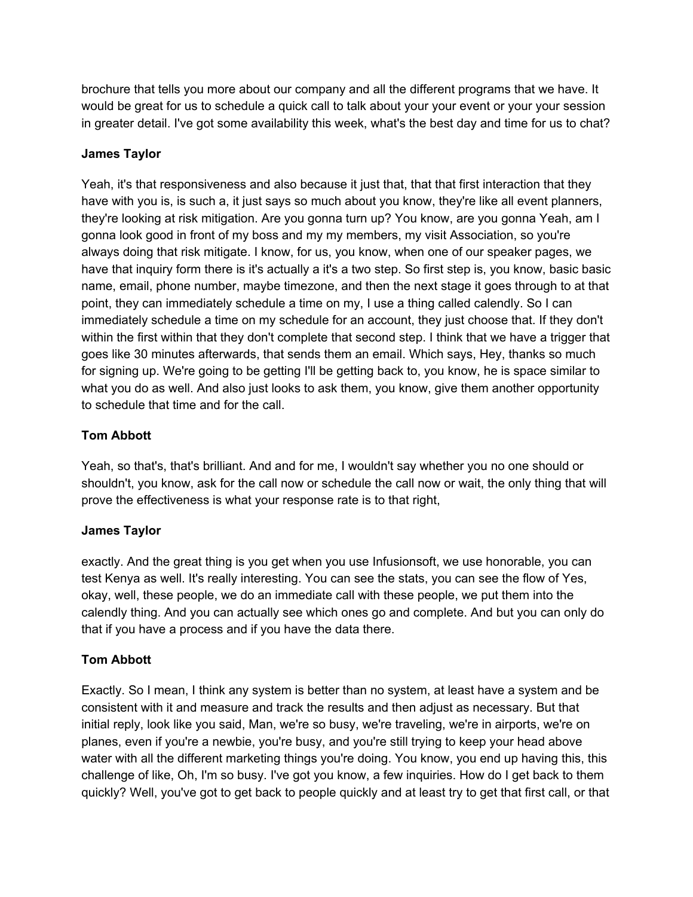brochure that tells you more about our company and all the different programs that we have. It would be great for us to schedule a quick call to talk about your your event or your your session in greater detail. I've got some availability this week, what's the best day and time for us to chat?

**James Taylor**

Yeah, it's that responsiveness and also because it just that, that that first interaction that they have with you is, is such a, it just says so much about you know, they're like all event planners, they're looking at risk mitigation. Are you gonna turn up? You know, are you gonna Yeah, am I gonna look good in front of my boss and my my members, my visit Association, so you're always doing that risk mitigate. I know, for us, you know, when one of our speaker pages, we have that inquiry form there is it's actually a it's a two step. So first step is, you know, basic basic name, email, phone number, maybe timezone, and then the next stage it goes through to at that point, they can immediately schedule a time on my, I use a thing called calendly. So I can immediately schedule a time on my schedule for an account, they just choose that. If they don't within the first within that they don't complete that second step. I think that we have a trigger that goes like 30 minutes afterwards, that sends them an email. Which says, Hey, thanks so much for signing up. We're going to be getting I'll be getting back to, you know, he is space similar to what you do as well. And also just looks to ask them, you know, give them another opportunity to schedule that time and for the call.

**Tom Abbott**

Yeah, so that's, that's brilliant. And and for me, I wouldn't say whether you no one should or shouldn't, you know, ask for the call now or schedule the call now or wait, the only thing that will prove the effectiveness is what your response rate is to that right,

**James Taylor**

exactly. And the great thing is you get when you use Infusionsoft, we use honorable, you can test Kenya as well. It's really interesting. You can see the stats, you can see the flow of Yes, okay, well, these people, we do an immediate call with these people, we put them into the calendly thing. And you can actually see which ones go and complete. And but you can only do that if you have a process and if you have the data there.

**Tom Abbott**

Exactly. So I mean, I think any system is better than no system, at least have a system and be consistent with it and measure and track the results and then adjust as necessary. But that initial reply, look like you said, Man, we're so busy, we're traveling, we're in airports, we're on planes, even if you're a newbie, you're busy, and you're still trying to keep your head above water with all the different marketing things you're doing. You know, you end up having this, this challenge of like, Oh, I'm so busy. I've got you know, a few inquiries. How do I get back to them quickly? Well, you've got to get back to people quickly and at least try to get that first call, or that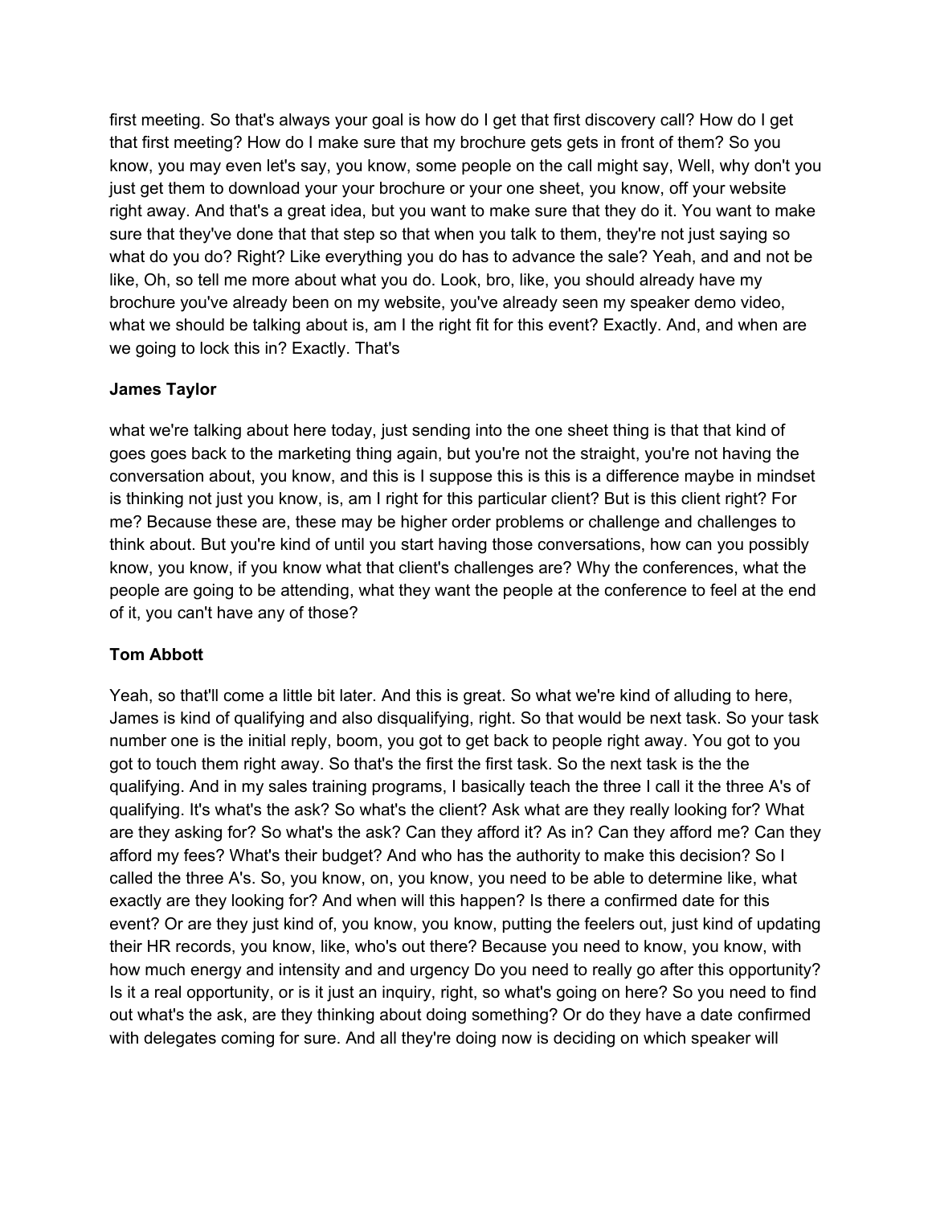first meeting. So that's always your goal is how do I get that first discovery call? How do I get that first meeting? How do I make sure that my brochure gets gets in front of them? So you know, you may even let's say, you know, some people on the call might say, Well, why don't you just get them to download your your brochure or your one sheet, you know, off your website right away. And that's a great idea, but you want to make sure that they do it. You want to make sure that they've done that that step so that when you talk to them, they're not just saying so what do you do? Right? Like everything you do has to advance the sale? Yeah, and and not be like, Oh, so tell me more about what you do. Look, bro, like, you should already have my brochure you've already been on my website, you've already seen my speaker demo video, what we should be talking about is, am I the right fit for this event? Exactly. And, and when are we going to lock this in? Exactly. That's

**James Taylor**

what we're talking about here today, just sending into the one sheet thing is that that kind of goes goes back to the marketing thing again, but you're not the straight, you're not having the conversation about, you know, and this is I suppose this is this is a difference maybe in mindset is thinking not just you know, is, am I right for this particular client? But is this client right? For me? Because these are, these may be higher order problems or challenge and challenges to think about. But you're kind of until you start having those conversations, how can you possibly know, you know, if you know what that client's challenges are? Why the conferences, what the people are going to be attending, what they want the people at the conference to feel at the end of it, you can't have any of those?

**Tom Abbott**

Yeah, so that'll come a little bit later. And this is great. So what we're kind of alluding to here, James is kind of qualifying and also disqualifying, right. So that would be next task. So your task number one is the initial reply, boom, you got to get back to people right away. You got to you got to touch them right away. So that's the first the first task. So the next task is the the qualifying. And in my sales training programs, I basically teach the three I call it the three A's of qualifying. It's what's the ask? So what's the client? Ask what are they really looking for? What are they asking for? So what's the ask? Can they afford it? As in? Can they afford me? Can they afford my fees? What's their budget? And who has the authority to make this decision? So I called the three A's. So, you know, on, you know, you need to be able to determine like, what exactly are they looking for? And when will this happen? Is there a confirmed date for this event? Or are they just kind of, you know, you know, putting the feelers out, just kind of updating their HR records, you know, like, who's out there? Because you need to know, you know, with how much energy and intensity and and urgency Do you need to really go after this opportunity? Is it a real opportunity, or is it just an inquiry, right, so what's going on here? So you need to find out what's the ask, are they thinking about doing something? Or do they have a date confirmed with delegates coming for sure. And all they're doing now is deciding on which speaker will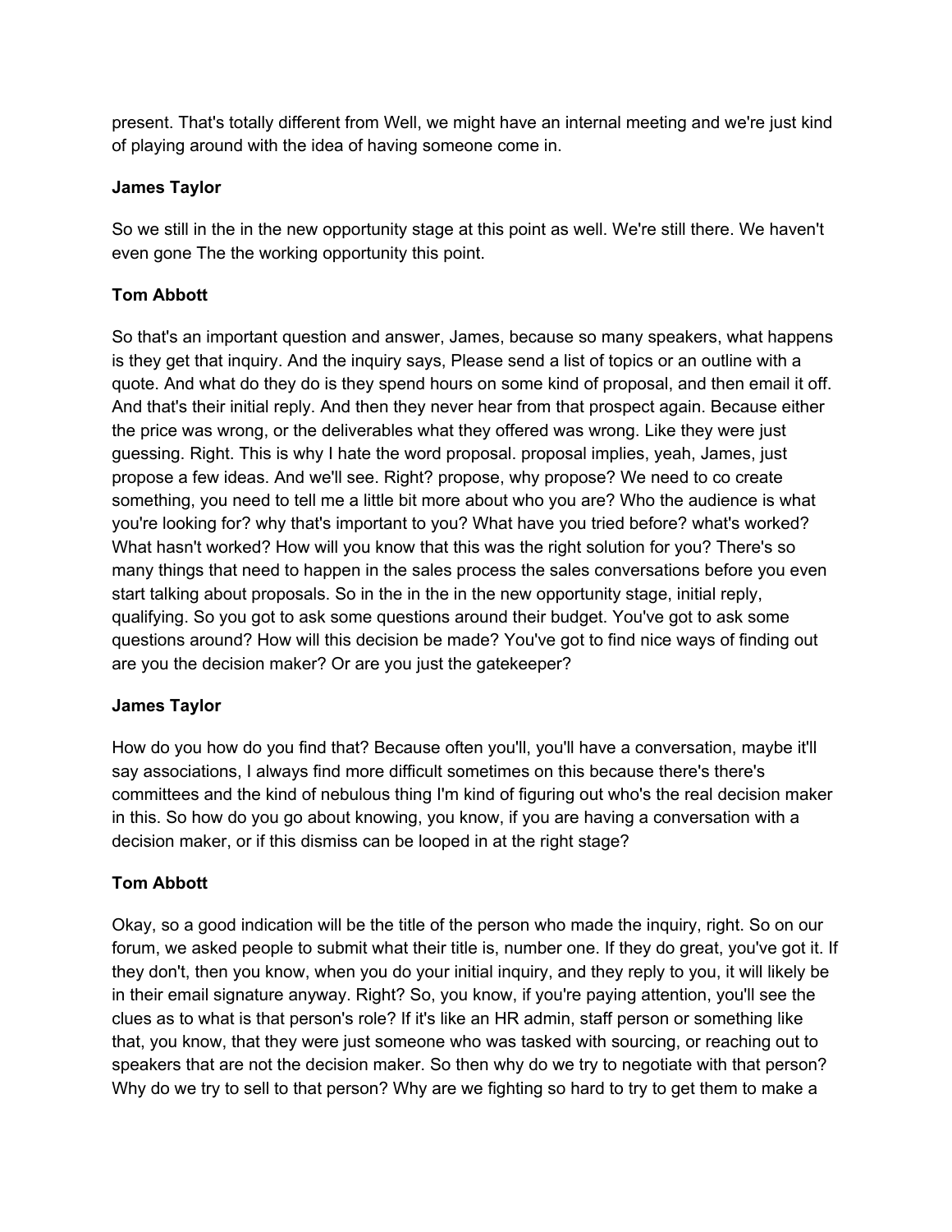present. That's totally different from Well, we might have an internal meeting and we're just kind of playing around with the idea of having someone come in.

**James Taylor**

So we still in the in the new opportunity stage at this point as well. We're still there. We haven't even gone The the working opportunity this point.

**Tom Abbott**

So that's an important question and answer, James, because so many speakers, what happens is they get that inquiry. And the inquiry says, Please send a list of topics or an outline with a quote. And what do they do is they spend hours on some kind of proposal, and then email it off. And that's their initial reply. And then they never hear from that prospect again. Because either the price was wrong, or the deliverables what they offered was wrong. Like they were just guessing. Right. This is why I hate the word proposal. proposal implies, yeah, James, just propose a few ideas. And we'll see. Right? propose, why propose? We need to co create something, you need to tell me a little bit more about who you are? Who the audience is what you're looking for? why that's important to you? What have you tried before? what's worked? What hasn't worked? How will you know that this was the right solution for you? There's so many things that need to happen in the sales process the sales conversations before you even start talking about proposals. So in the in the in the new opportunity stage, initial reply, qualifying. So you got to ask some questions around their budget. You've got to ask some questions around? How will this decision be made? You've got to find nice ways of finding out are you the decision maker? Or are you just the gatekeeper?

**James Taylor**

How do you how do you find that? Because often you'll, you'll have a conversation, maybe it'll say associations, I always find more difficult sometimes on this because there's there's committees and the kind of nebulous thing I'm kind of figuring out who's the real decision maker in this. So how do you go about knowing, you know, if you are having a conversation with a decision maker, or if this dismiss can be looped in at the right stage?

**Tom Abbott**

Okay, so a good indication will be the title of the person who made the inquiry, right. So on our forum, we asked people to submit what their title is, number one. If they do great, you've got it. If they don't, then you know, when you do your initial inquiry, and they reply to you, it will likely be in their email signature anyway. Right? So, you know, if you're paying attention, you'll see the clues as to what is that person's role? If it's like an HR admin, staff person or something like that, you know, that they were just someone who was tasked with sourcing, or reaching out to speakers that are not the decision maker. So then why do we try to negotiate with that person? Why do we try to sell to that person? Why are we fighting so hard to try to get them to make a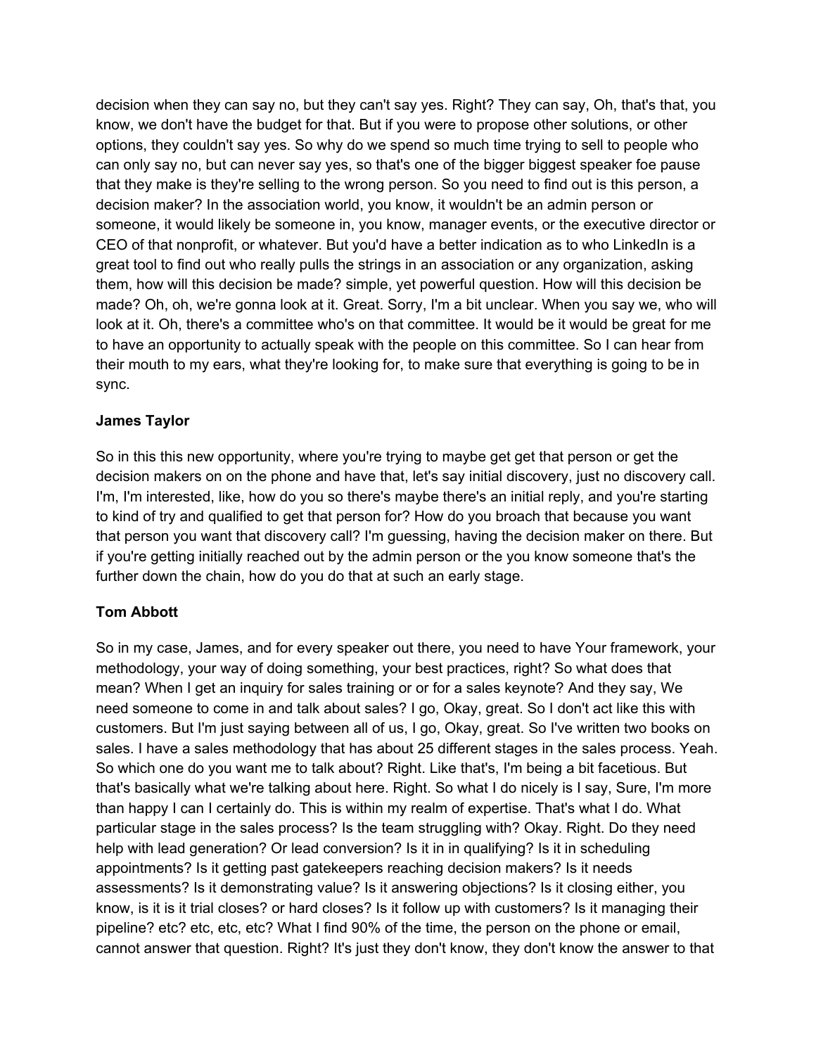decision when they can say no, but they can't say yes. Right? They can say, Oh, that's that, you know, we don't have the budget for that. But if you were to propose other solutions, or other options, they couldn't say yes. So why do we spend so much time trying to sell to people who can only say no, but can never say yes, so that's one of the bigger biggest speaker foe pause that they make is they're selling to the wrong person. So you need to find out is this person, a decision maker? In the association world, you know, it wouldn't be an admin person or someone, it would likely be someone in, you know, manager events, or the executive director or CEO of that nonprofit, or whatever. But you'd have a better indication as to who LinkedIn is a great tool to find out who really pulls the strings in an association or any organization, asking them, how will this decision be made? simple, yet powerful question. How will this decision be made? Oh, oh, we're gonna look at it. Great. Sorry, I'm a bit unclear. When you say we, who will look at it. Oh, there's a committee who's on that committee. It would be it would be great for me to have an opportunity to actually speak with the people on this committee. So I can hear from their mouth to my ears, what they're looking for, to make sure that everything is going to be in sync.

**James Taylor**

So in this this new opportunity, where you're trying to maybe get get that person or get the decision makers on on the phone and have that, let's say initial discovery, just no discovery call. I'm, I'm interested, like, how do you so there's maybe there's an initial reply, and you're starting to kind of try and qualified to get that person for? How do you broach that because you want that person you want that discovery call? I'm guessing, having the decision maker on there. But if you're getting initially reached out by the admin person or the you know someone that's the further down the chain, how do you do that at such an early stage.

**Tom Abbott**

So in my case, James, and for every speaker out there, you need to have Your framework, your methodology, your way of doing something, your best practices, right? So what does that mean? When I get an inquiry for sales training or or for a sales keynote? And they say, We need someone to come in and talk about sales? I go, Okay, great. So I don't act like this with customers. But I'm just saying between all of us, I go, Okay, great. So I've written two books on sales. I have a sales methodology that has about 25 different stages in the sales process. Yeah. So which one do you want me to talk about? Right. Like that's, I'm being a bit facetious. But that's basically what we're talking about here. Right. So what I do nicely is I say, Sure, I'm more than happy I can I certainly do. This is within my realm of expertise. That's what I do. What particular stage in the sales process? Is the team struggling with? Okay. Right. Do they need help with lead generation? Or lead conversion? Is it in in qualifying? Is it in scheduling appointments? Is it getting past gatekeepers reaching decision makers? Is it needs assessments? Is it demonstrating value? Is it answering objections? Is it closing either, you know, is it is it trial closes? or hard closes? Is it follow up with customers? Is it managing their pipeline? etc? etc, etc, etc? What I find 90% of the time, the person on the phone or email, cannot answer that question. Right? It's just they don't know, they don't know the answer to that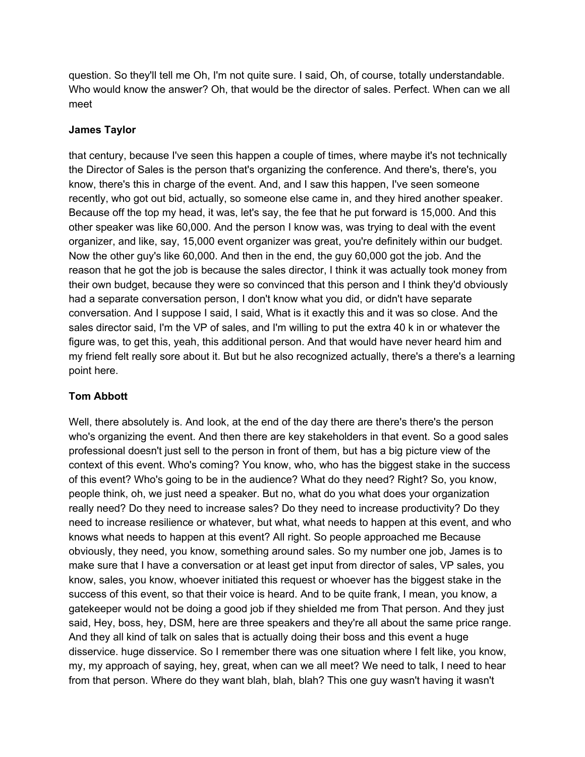question. So they'll tell me Oh, I'm not quite sure. I said, Oh, of course, totally understandable. Who would know the answer? Oh, that would be the director of sales. Perfect. When can we all meet

**James Taylor**

that century, because I've seen this happen a couple of times, where maybe it's not technically the Director of Sales is the person that's organizing the conference. And there's, there's, you know, there's this in charge of the event. And, and I saw this happen, I've seen someone recently, who got out bid, actually, so someone else came in, and they hired another speaker. Because off the top my head, it was, let's say, the fee that he put forward is 15,000. And this other speaker was like 60,000. And the person I know was, was trying to deal with the event organizer, and like, say, 15,000 event organizer was great, you're definitely within our budget. Now the other guy's like 60,000. And then in the end, the guy 60,000 got the job. And the reason that he got the job is because the sales director, I think it was actually took money from their own budget, because they were so convinced that this person and I think they'd obviously had a separate conversation person, I don't know what you did, or didn't have separate conversation. And I suppose I said, I said, What is it exactly this and it was so close. And the sales director said, I'm the VP of sales, and I'm willing to put the extra 40 k in or whatever the figure was, to get this, yeah, this additional person. And that would have never heard him and my friend felt really sore about it. But but he also recognized actually, there's a there's a learning point here.

**Tom Abbott**

Well, there absolutely is. And look, at the end of the day there are there's there's the person who's organizing the event. And then there are key stakeholders in that event. So a good sales professional doesn't just sell to the person in front of them, but has a big picture view of the context of this event. Who's coming? You know, who, who has the biggest stake in the success of this event? Who's going to be in the audience? What do they need? Right? So, you know, people think, oh, we just need a speaker. But no, what do you what does your organization really need? Do they need to increase sales? Do they need to increase productivity? Do they need to increase resilience or whatever, but what, what needs to happen at this event, and who knows what needs to happen at this event? All right. So people approached me Because obviously, they need, you know, something around sales. So my number one job, James is to make sure that I have a conversation or at least get input from director of sales, VP sales, you know, sales, you know, whoever initiated this request or whoever has the biggest stake in the success of this event, so that their voice is heard. And to be quite frank, I mean, you know, a gatekeeper would not be doing a good job if they shielded me from That person. And they just said, Hey, boss, hey, DSM, here are three speakers and they're all about the same price range. And they all kind of talk on sales that is actually doing their boss and this event a huge disservice. huge disservice. So I remember there was one situation where I felt like, you know, my, my approach of saying, hey, great, when can we all meet? We need to talk, I need to hear from that person. Where do they want blah, blah, blah? This one guy wasn't having it wasn't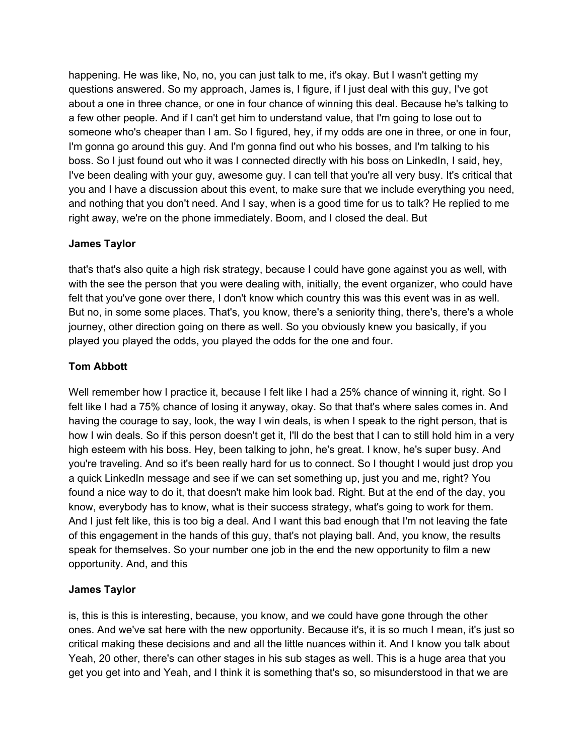happening. He was like, No, no, you can just talk to me, it's okay. But I wasn't getting my questions answered. So my approach, James is, I figure, if I just deal with this guy, I've got about a one in three chance, or one in four chance of winning this deal. Because he's talking to a few other people. And if I can't get him to understand value, that I'm going to lose out to someone who's cheaper than I am. So I figured, hey, if my odds are one in three, or one in four, I'm gonna go around this guy. And I'm gonna find out who his bosses, and I'm talking to his boss. So I just found out who it was I connected directly with his boss on LinkedIn, I said, hey, I've been dealing with your guy, awesome guy. I can tell that you're all very busy. It's critical that you and I have a discussion about this event, to make sure that we include everything you need, and nothing that you don't need. And I say, when is a good time for us to talk? He replied to me right away, we're on the phone immediately. Boom, and I closed the deal. But

**James Taylor**

that's that's also quite a high risk strategy, because I could have gone against you as well, with with the see the person that you were dealing with, initially, the event organizer, who could have felt that you've gone over there, I don't know which country this was this event was in as well. But no, in some some places. That's, you know, there's a seniority thing, there's, there's a whole journey, other direction going on there as well. So you obviously knew you basically, if you played you played the odds, you played the odds for the one and four.

**Tom Abbott**

Well remember how I practice it, because I felt like I had a 25% chance of winning it, right. So I felt like I had a 75% chance of losing it anyway, okay. So that that's where sales comes in. And having the courage to say, look, the way I win deals, is when I speak to the right person, that is how I win deals. So if this person doesn't get it, I'll do the best that I can to still hold him in a very high esteem with his boss. Hey, been talking to john, he's great. I know, he's super busy. And you're traveling. And so it's been really hard for us to connect. So I thought I would just drop you a quick LinkedIn message and see if we can set something up, just you and me, right? You found a nice way to do it, that doesn't make him look bad. Right. But at the end of the day, you know, everybody has to know, what is their success strategy, what's going to work for them. And I just felt like, this is too big a deal. And I want this bad enough that I'm not leaving the fate of this engagement in the hands of this guy, that's not playing ball. And, you know, the results speak for themselves. So your number one job in the end the new opportunity to film a new opportunity. And, and this

**James Taylor**

is, this is this is interesting, because, you know, and we could have gone through the other ones. And we've sat here with the new opportunity. Because it's, it is so much I mean, it's just so critical making these decisions and and all the little nuances within it. And I know you talk about Yeah, 20 other, there's can other stages in his sub stages as well. This is a huge area that you get you get into and Yeah, and I think it is something that's so, so misunderstood in that we are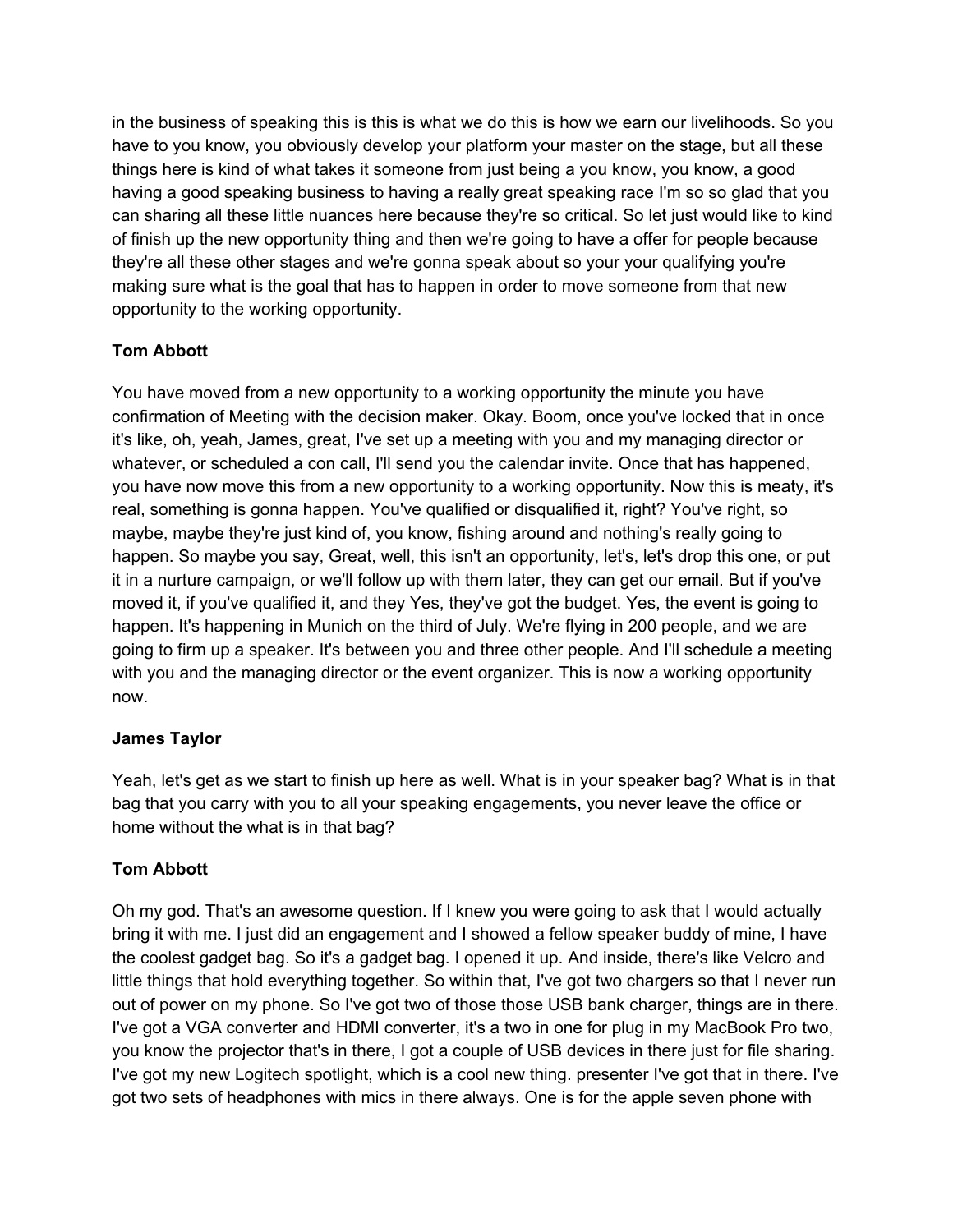in the business of speaking this is this is what we do this is how we earn our livelihoods. So you have to you know, you obviously develop your platform your master on the stage, but all these things here is kind of what takes it someone from just being a you know, you know, a good having a good speaking business to having a really great speaking race I'm so so glad that you can sharing all these little nuances here because they're so critical. So let just would like to kind of finish up the new opportunity thing and then we're going to have a offer for people because they're all these other stages and we're gonna speak about so your your qualifying you're making sure what is the goal that has to happen in order to move someone from that new opportunity to the working opportunity.

**Tom Abbott**

You have moved from a new opportunity to a working opportunity the minute you have confirmation of Meeting with the decision maker. Okay. Boom, once you've locked that in once it's like, oh, yeah, James, great, I've set up a meeting with you and my managing director or whatever, or scheduled a con call, I'll send you the calendar invite. Once that has happened, you have now move this from a new opportunity to a working opportunity. Now this is meaty, it's real, something is gonna happen. You've qualified or disqualified it, right? You've right, so maybe, maybe they're just kind of, you know, fishing around and nothing's really going to happen. So maybe you say, Great, well, this isn't an opportunity, let's, let's drop this one, or put it in a nurture campaign, or we'll follow up with them later, they can get our email. But if you've moved it, if you've qualified it, and they Yes, they've got the budget. Yes, the event is going to happen. It's happening in Munich on the third of July. We're flying in 200 people, and we are going to firm up a speaker. It's between you and three other people. And I'll schedule a meeting with you and the managing director or the event organizer. This is now a working opportunity now.

**James Taylor**

Yeah, let's get as we start to finish up here as well. What is in your speaker bag? What is in that bag that you carry with you to all your speaking engagements, you never leave the office or home without the what is in that bag?

**Tom Abbott**

Oh my god. That's an awesome question. If I knew you were going to ask that I would actually bring it with me. I just did an engagement and I showed a fellow speaker buddy of mine, I have the coolest gadget bag. So it's a gadget bag. I opened it up. And inside, there's like Velcro and little things that hold everything together. So within that, I've got two chargers so that I never run out of power on my phone. So I've got two of those those USB bank charger, things are in there. I've got a VGA converter and HDMI converter, it's a two in one for plug in my MacBook Pro two, you know the projector that's in there, I got a couple of USB devices in there just for file sharing. I've got my new Logitech spotlight, which is a cool new thing. presenter I've got that in there. I've got two sets of headphones with mics in there always. One is for the apple seven phone with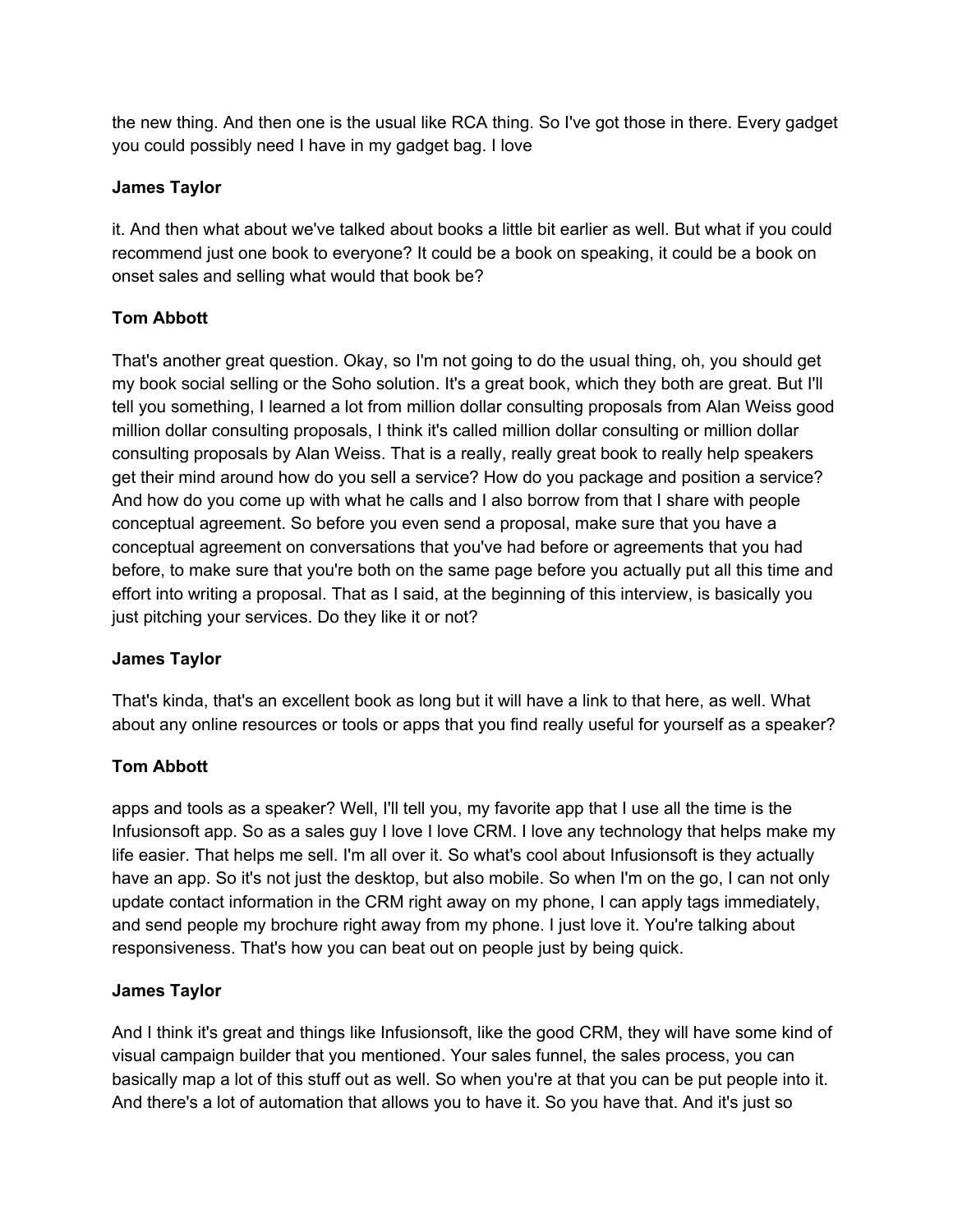the new thing. And then one is the usual like RCA thing. So I've got those in there. Every gadget you could possibly need I have in my gadget bag. I love

**James Taylor**

it. And then what about we've talked about books a little bit earlier as well. But what if you could recommend just one book to everyone? It could be a book on speaking, it could be a book on onset sales and selling what would that book be?

**Tom Abbott**

That's another great question. Okay, so I'm not going to do the usual thing, oh, you should get my book social selling or the Soho solution. It's a great book, which they both are great. But I'll tell you something, I learned a lot from million dollar consulting proposals from Alan Weiss good million dollar consulting proposals, I think it's called million dollar consulting or million dollar consulting proposals by Alan Weiss. That is a really, really great book to really help speakers get their mind around how do you sell a service? How do you package and position a service? And how do you come up with what he calls and I also borrow from that I share with people conceptual agreement. So before you even send a proposal, make sure that you have a conceptual agreement on conversations that you've had before or agreements that you had before, to make sure that you're both on the same page before you actually put all this time and effort into writing a proposal. That as I said, at the beginning of this interview, is basically you just pitching your services. Do they like it or not?

**James Taylor**

That's kinda, that's an excellent book as long but it will have a link to that here, as well. What about any online resources or tools or apps that you find really useful for yourself as a speaker?

**Tom Abbott**

apps and tools as a speaker? Well, I'll tell you, my favorite app that I use all the time is the Infusionsoft app. So as a sales guy I love I love CRM. I love any technology that helps make my life easier. That helps me sell. I'm all over it. So what's cool about Infusionsoft is they actually have an app. So it's not just the desktop, but also mobile. So when I'm on the go, I can not only update contact information in the CRM right away on my phone, I can apply tags immediately, and send people my brochure right away from my phone. I just love it. You're talking about responsiveness. That's how you can beat out on people just by being quick.

**James Taylor**

And I think it's great and things like Infusionsoft, like the good CRM, they will have some kind of visual campaign builder that you mentioned. Your sales funnel, the sales process, you can basically map a lot of this stuff out as well. So when you're at that you can be put people into it. And there's a lot of automation that allows you to have it. So you have that. And it's just so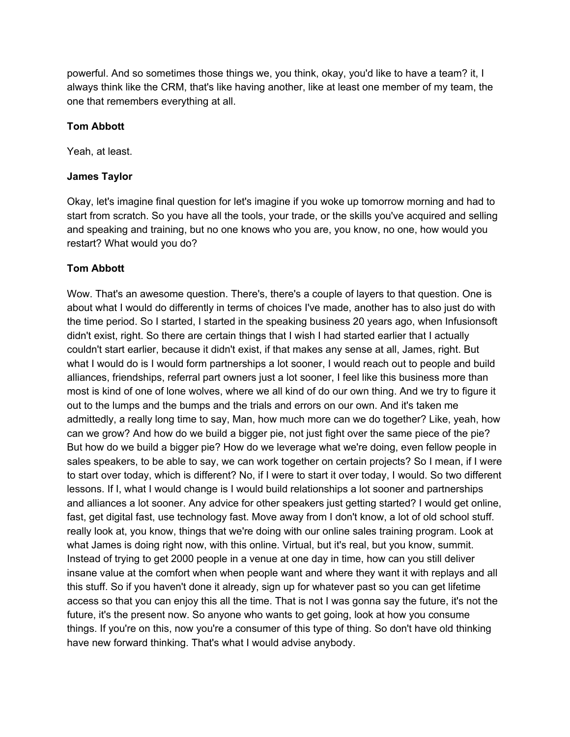powerful. And so sometimes those things we, you think, okay, you'd like to have a team? it, I always think like the CRM, that's like having another, like at least one member of my team, the one that remembers everything at all.

**Tom Abbott**

Yeah, at least.

**James Taylor**

Okay, let's imagine final question for let's imagine if you woke up tomorrow morning and had to start from scratch. So you have all the tools, your trade, or the skills you've acquired and selling and speaking and training, but no one knows who you are, you know, no one, how would you restart? What would you do?

**Tom Abbott**

Wow. That's an awesome question. There's, there's a couple of layers to that question. One is about what I would do differently in terms of choices I've made, another has to also just do with the time period. So I started, I started in the speaking business 20 years ago, when Infusionsoft didn't exist, right. So there are certain things that I wish I had started earlier that I actually couldn't start earlier, because it didn't exist, if that makes any sense at all, James, right. But what I would do is I would form partnerships a lot sooner, I would reach out to people and build alliances, friendships, referral part owners just a lot sooner, I feel like this business more than most is kind of one of lone wolves, where we all kind of do our own thing. And we try to figure it out to the lumps and the bumps and the trials and errors on our own. And it's taken me admittedly, a really long time to say, Man, how much more can we do together? Like, yeah, how can we grow? And how do we build a bigger pie, not just fight over the same piece of the pie? But how do we build a bigger pie? How do we leverage what we're doing, even fellow people in sales speakers, to be able to say, we can work together on certain projects? So I mean, if I were to start over today, which is different? No, if I were to start it over today, I would. So two different lessons. If I, what I would change is I would build relationships a lot sooner and partnerships and alliances a lot sooner. Any advice for other speakers just getting started? I would get online, fast, get digital fast, use technology fast. Move away from I don't know, a lot of old school stuff. really look at, you know, things that we're doing with our online sales training program. Look at what James is doing right now, with this online. Virtual, but it's real, but you know, summit. Instead of trying to get 2000 people in a venue at one day in time, how can you still deliver insane value at the comfort when when people want and where they want it with replays and all this stuff. So if you haven't done it already, sign up for whatever past so you can get lifetime access so that you can enjoy this all the time. That is not I was gonna say the future, it's not the future, it's the present now. So anyone who wants to get going, look at how you consume things. If you're on this, now you're a consumer of this type of thing. So don't have old thinking have new forward thinking. That's what I would advise anybody.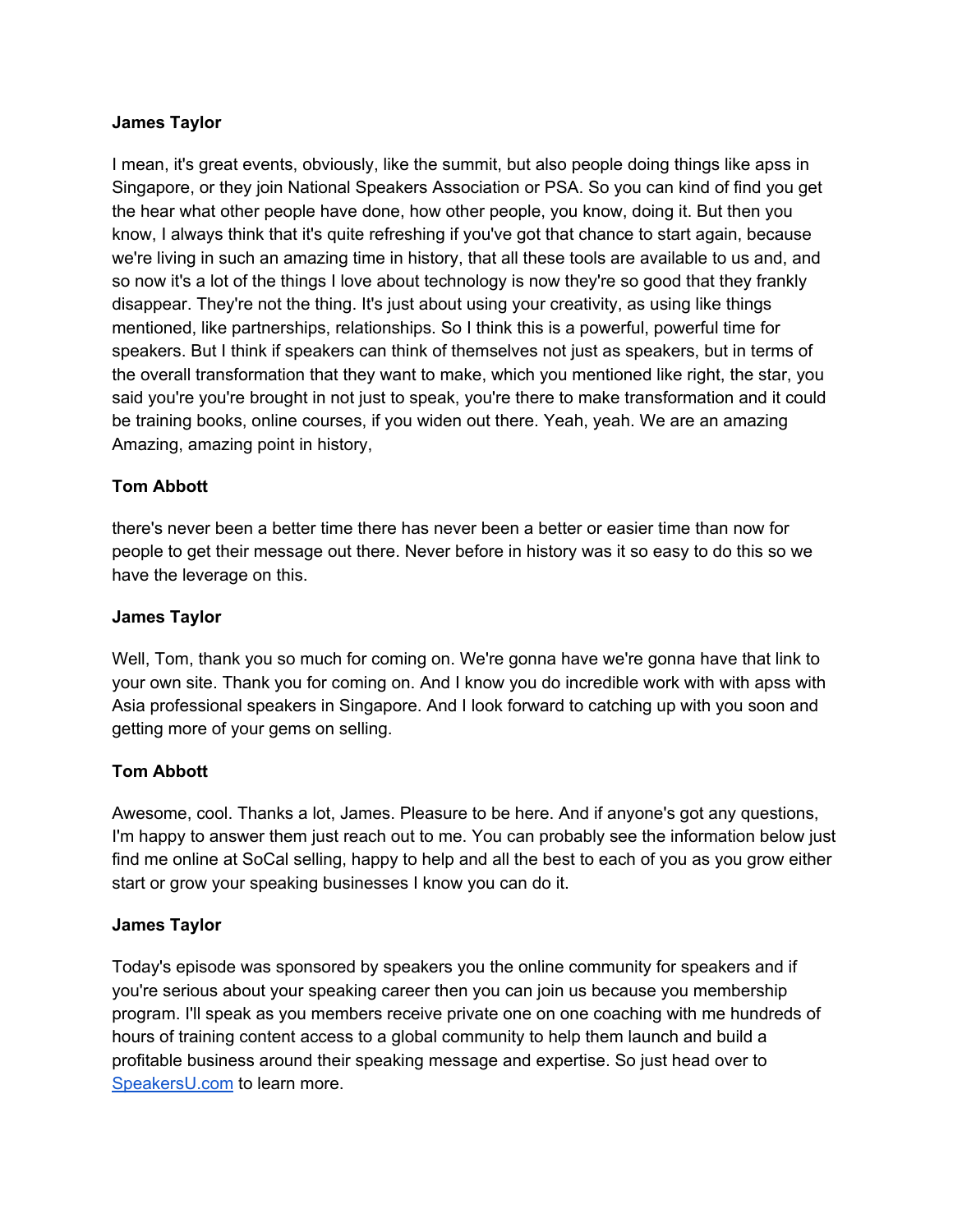**James Taylor**

I mean, it's great events, obviously, like the summit, but also people doing things like apss in Singapore, or they join National Speakers Association or PSA. So you can kind of find you get the hear what other people have done, how other people, you know, doing it. But then you know, I always think that it's quite refreshing if you've got that chance to start again, because we're living in such an amazing time in history, that all these tools are available to us and, and so now it's a lot of the things I love about technology is now they're so good that they frankly disappear. They're not the thing. It's just about using your creativity, as using like things mentioned, like partnerships, relationships. So I think this is a powerful, powerful time for speakers. But I think if speakers can think of themselves not just as speakers, but in terms of the overall transformation that they want to make, which you mentioned like right, the star, you said you're you're brought in not just to speak, you're there to make transformation and it could be training books, online courses, if you widen out there. Yeah, yeah. We are an amazing Amazing, amazing point in history,

**Tom Abbott**

there's never been a better time there has never been a better or easier time than now for people to get their message out there. Never before in history was it so easy to do this so we have the leverage on this.

**James Taylor**

Well, Tom, thank you so much for coming on. We're gonna have we're gonna have that link to your own site. Thank you for coming on. And I know you do incredible work with with apss with Asia professional speakers in Singapore. And I look forward to catching up with you soon and getting more of your gems on selling.

**Tom Abbott**

Awesome, cool. Thanks a lot, James. Pleasure to be here. And if anyone's got any questions, I'm happy to answer them just reach out to me. You can probably see the information below just find me online at SoCal selling, happy to help and all the best to each of you as you grow either start or grow your speaking businesses I know you can do it.

**James Taylor**

Today's episode was sponsored by speakers you the online community for speakers and if you're serious about your speaking career then you can join us because you membership program. I'll speak as you members receive private one on one coaching with me hundreds of hours of training content access to a global community to help them launch and build a profitable business around their speaking message and expertise. So just head over to [SpeakersU.com](http://SpeakersU.com) to learn more.